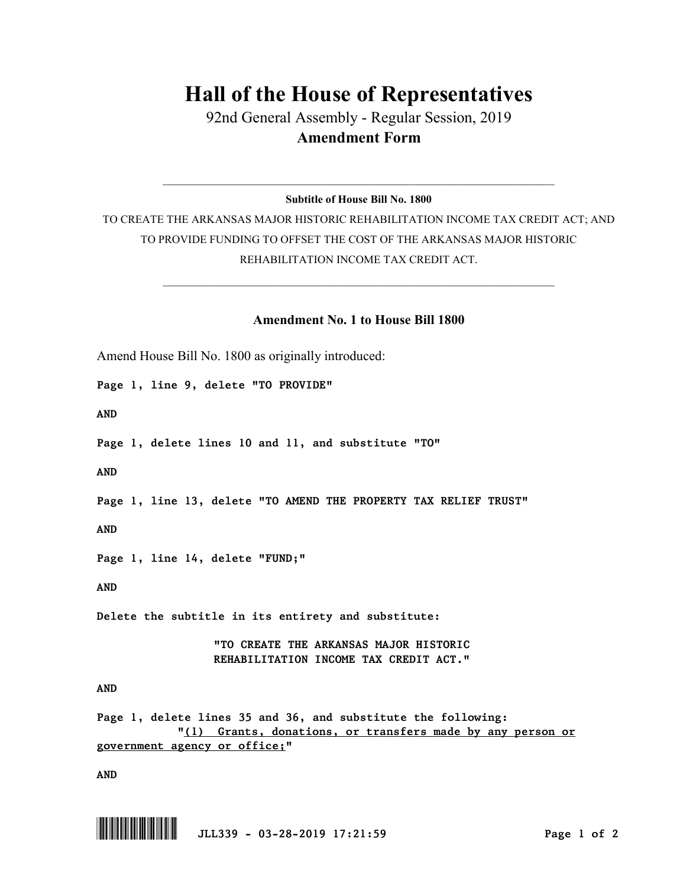# Hall of the House of Representatives

92nd General Assembly - Regular Session, 2019

**Amendment Form**

---

**Subtitle of House Bill No. 1800**

TO CREATE THE ARKANSAS MAJOR HISTORIC REHABILITATION INCOME TAX CREDIT ACT; AND TO PROVIDE FUNDING TO OFFSET THE COST OF THE ARKANSAS MAJOR HISTORIC REHABILITATION INCOME TAX CREDIT ACT.

---

## Amendment No. 1 to House Bill 1800

Amend House Bill No. 1800 as originally introduced:

**Page 1, line 9, delete "TO PROVIDE"**

**AND**

**Page 1, delete lines 10 and 11, and substitute "TO"**

**AND**

**Page 1, line 13, delete "TO AMEND THE PROPERTY TAX RELIEF TRUST"**

**AND**

**Page 1, line 14, delete "FUND;"**

**AND**

**Delete the subtitle in its entirety and substitute:**

> **"TO CREATE THE ARKANSAS MAJOR HISTORIC REHABILITATION INCOME TAX CREDIT ACT."**

**AND**

**Page 1, delete lines 35 and 36, and substitute the following:**

**"<u>(1) Grants, donations, or transfers made by any person or government agency or office;</u>"**

**AND**

JLL339 - 03-28-2019 17:21:59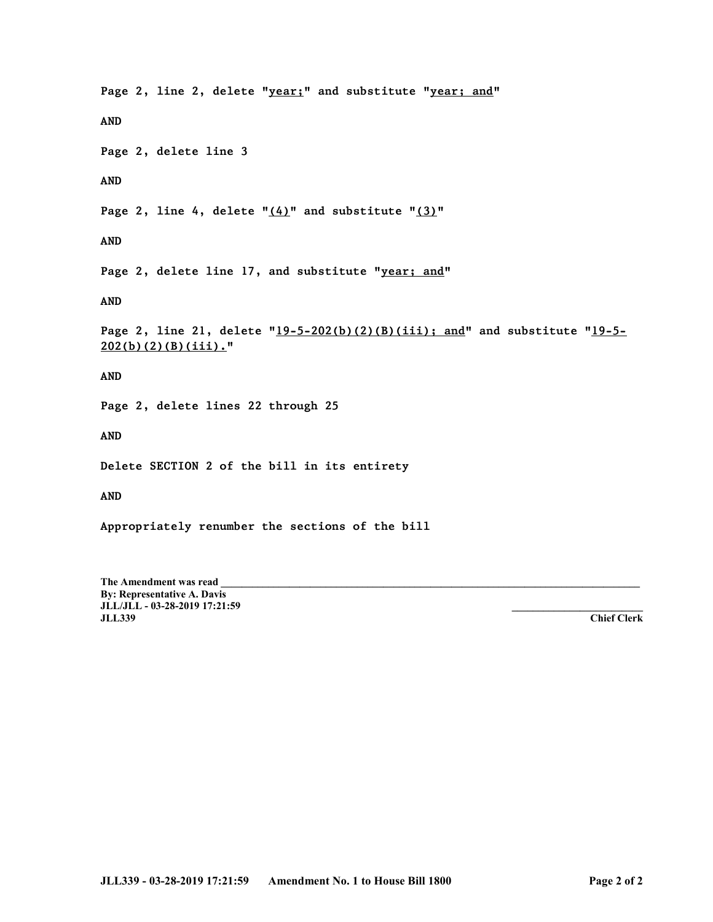Page 2, line 2, delete "year;" and substitute "year; and"

AND

Page 2, delete line 3

AND

Page 2, line 4, delete "(4)" and substitute "(3)"

AND

Page 2, delete line 17, and substitute "year; and"

AND

Page 2, line 21, delete "19-5-202(b)(2)(B)(iii); and" and substitute "19-5-202(b)(2)(B)(iii)."

AND

Page 2, delete lines 22 through 25

AND

Delete SECTION 2 of the bill in its entirety

AND

Appropriately renumber the sections of the bill

**The Amendment was read** ______________________________

**By: Representative A. Davis**
**JLL/JLL - 03-28-2019 17:21:59**
**JLL339**

______________________
**Chief Clerk**